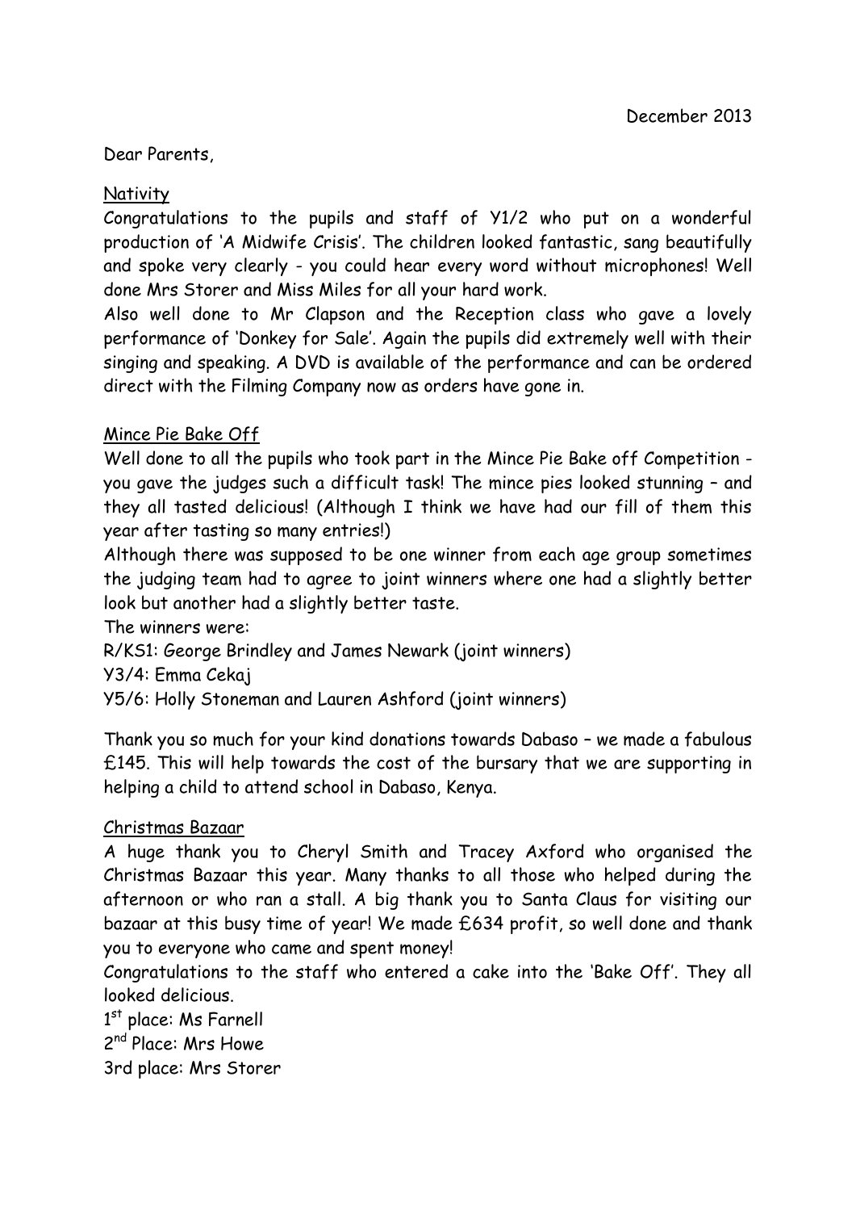December 2013

Dear Parents,

## Nativity

Congratulations to the pupils and staff of Y1/2 who put on a wonderful production of 'A Midwife Crisis'. The children looked fantastic, sang beautifully and spoke very clearly - you could hear every word without microphones! Well done Mrs Storer and Miss Miles for all your hard work.

Also well done to Mr Clapson and the Reception class who gave a lovely performance of 'Donkey for Sale'. Again the pupils did extremely well with their singing and speaking. A DVD is available of the performance and can be ordered direct with the Filming Company now as orders have gone in.

## Mince Pie Bake Off

Well done to all the pupils who took part in the Mince Pie Bake off Competition - you gave the judges such a difficult task! The mince pies looked stunning – and they all tasted delicious! (Although I think we have had our fill of them this year after tasting so many entries!)

Although there was supposed to be one winner from each age group sometimes the judging team had to agree to joint winners where one had a slightly better look but another had a slightly better taste.

The winners were:

R/KS1: George Brindley and James Newark (joint winners)

Y3/4: Emma Cekaj

Y5/6: Holly Stoneman and Lauren Ashford (joint winners)

Thank you so much for your kind donations towards Dabaso – we made a fabulous £145. This will help towards the cost of the bursary that we are supporting in helping a child to attend school in Dabaso, Kenya.

## Christmas Bazaar

A huge thank you to Cheryl Smith and Tracey Axford who organised the Christmas Bazaar this year. Many thanks to all those who helped during the afternoon or who ran a stall. A big thank you to Santa Claus for visiting our bazaar at this busy time of year! We made £634 profit, so well done and thank you to everyone who came and spent money!

Congratulations to the staff who entered a cake into the 'Bake Off'. They all looked delicious.

1st place: Ms Farnell

2nd Place: Mrs Howe

3rd place: Mrs Storer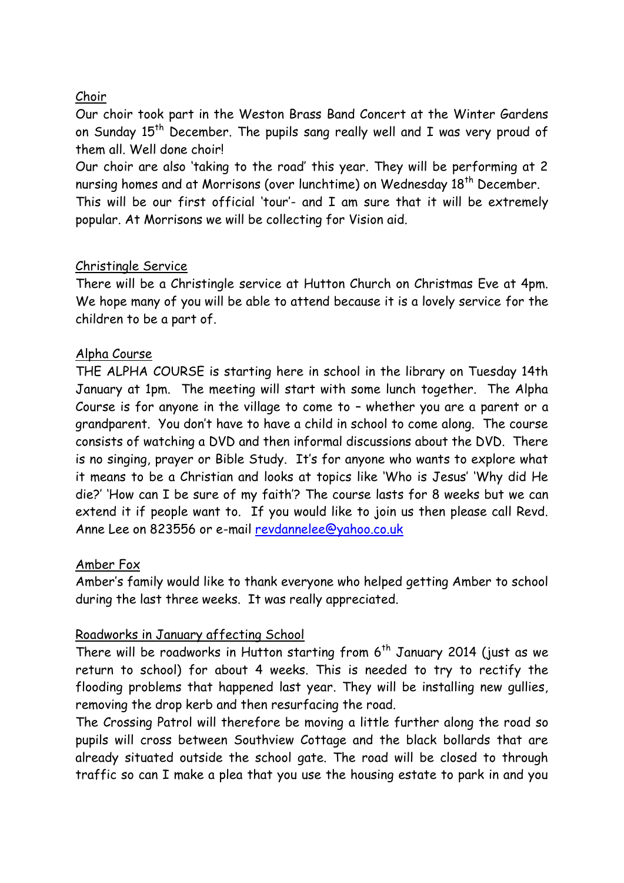## Choir

Our choir took part in the Weston Brass Band Concert at the Winter Gardens on Sunday 15th December. The pupils sang really well and I was very proud of them all. Well done choir!

Our choir are also 'taking to the road' this year. They will be performing at 2 nursing homes and at Morrisons (over lunchtime) on Wednesday 18th December. This will be our first official 'tour'- and I am sure that it will be extremely popular. At Morrisons we will be collecting for Vision aid.

## Christingle Service

There will be a Christingle service at Hutton Church on Christmas Eve at 4pm. We hope many of you will be able to attend because it is a lovely service for the children to be a part of.

## Alpha Course

THE ALPHA COURSE is starting here in school in the library on Tuesday 14th January at 1pm. The meeting will start with some lunch together. The Alpha Course is for anyone in the village to come to – whether you are a parent or a grandparent. You don't have to have a child in school to come along. The course consists of watching a DVD and then informal discussions about the DVD. There is no singing, prayer or Bible Study. It's for anyone who wants to explore what it means to be a Christian and looks at topics like 'Who is Jesus' 'Why did He die?' 'How can I be sure of my faith'? The course lasts for 8 weeks but we can extend it if people want to. If you would like to join us then please call Revd. Anne Lee on 823556 or e-mail revdannelee@yahoo.co.uk

## Amber Fox

Amber's family would like to thank everyone who helped getting Amber to school during the last three weeks. It was really appreciated.

## Roadworks in January affecting School

There will be roadworks in Hutton starting from 6th January 2014 (just as we return to school) for about 4 weeks. This is needed to try to rectify the flooding problems that happened last year. They will be installing new gullies, removing the drop kerb and then resurfacing the road.

The Crossing Patrol will therefore be moving a little further along the road so pupils will cross between Southview Cottage and the black bollards that are already situated outside the school gate. The road will be closed to through traffic so can I make a plea that you use the housing estate to park in and you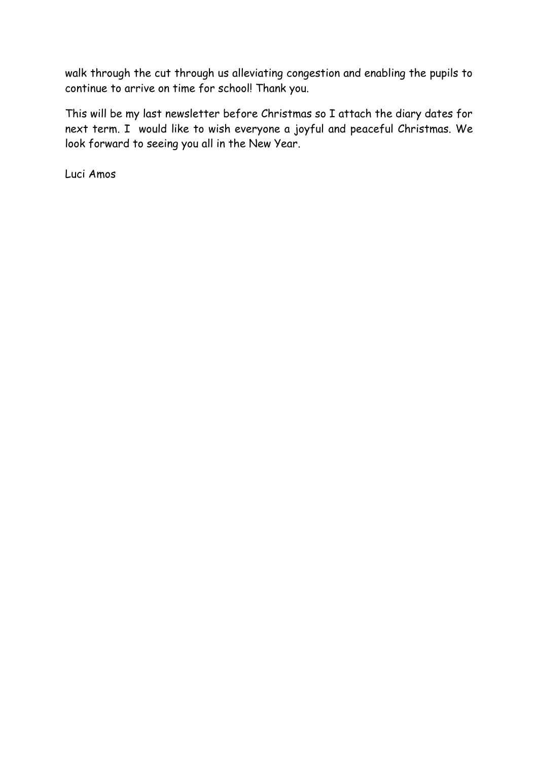walk through the cut through us alleviating congestion and enabling the pupils to continue to arrive on time for school! Thank you.

This will be my last newsletter before Christmas so I attach the diary dates for next term. I would like to wish everyone a joyful and peaceful Christmas. We look forward to seeing you all in the New Year.

Luci Amos